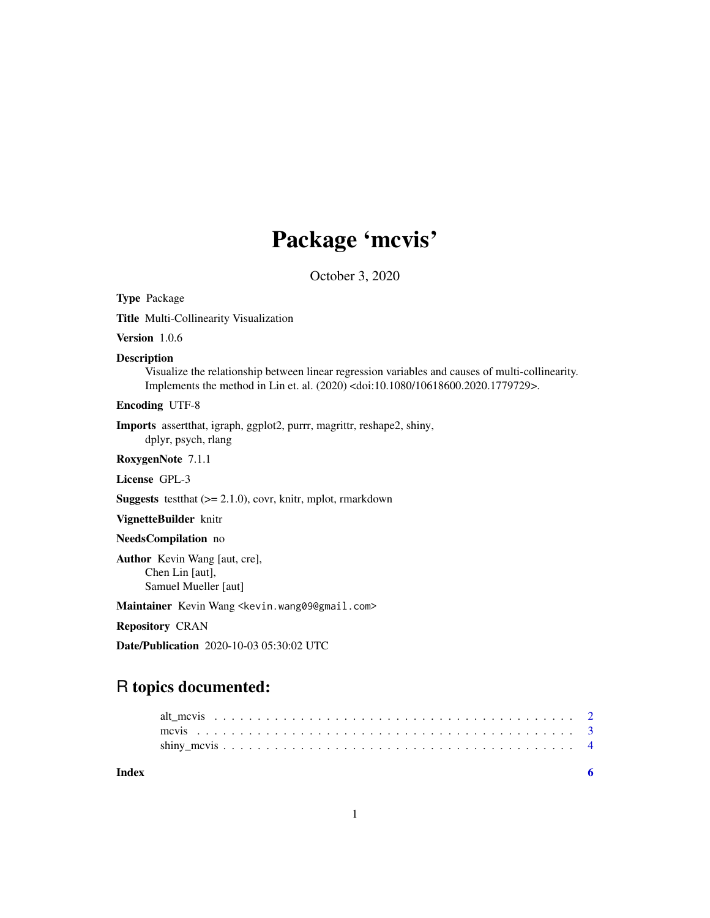# Package 'mcvis'

October 3, 2020

**Type** Package

**Title** Multi-Collinearity Visualization

**Version** 1.0.6

**Description**
Visualize the relationship between linear regression variables and causes of multi-collinearity. Implements the method in Lin et. al. (2020) <doi:10.1080/10618600.2020.1779729>.

**Encoding** UTF-8

**Imports** assertthat, igraph, ggplot2, purrr, magrittr, reshape2, shiny, dplyr, psych, rlang

**RoxygenNote** 7.1.1

**License** GPL-3

**Suggests** testthat (>= 2.1.0), covr, knitr, mplot, rmarkdown

**VignetteBuilder** knitr

**NeedsCompilation** no

**Author** Kevin Wang [aut, cre], Chen Lin [aut], Samuel Mueller [aut]

**Maintainer** Kevin Wang <kevin.wang09@gmail.com>

**Repository** CRAN

**Date/Publication** 2020-10-03 05:30:02 UTC

## R topics documented:

- alt_mcvis . . . . . . . . . . . . . . . . . . . . . . . . . . . . . . . . . . . . . . . . . 2
- mcvis . . . . . . . . . . . . . . . . . . . . . . . . . . . . . . . . . . . . . . . . . . . . 3
- shiny_mcvis . . . . . . . . . . . . . . . . . . . . . . . . . . . . . . . . . . . . . . . . 4

**Index** 6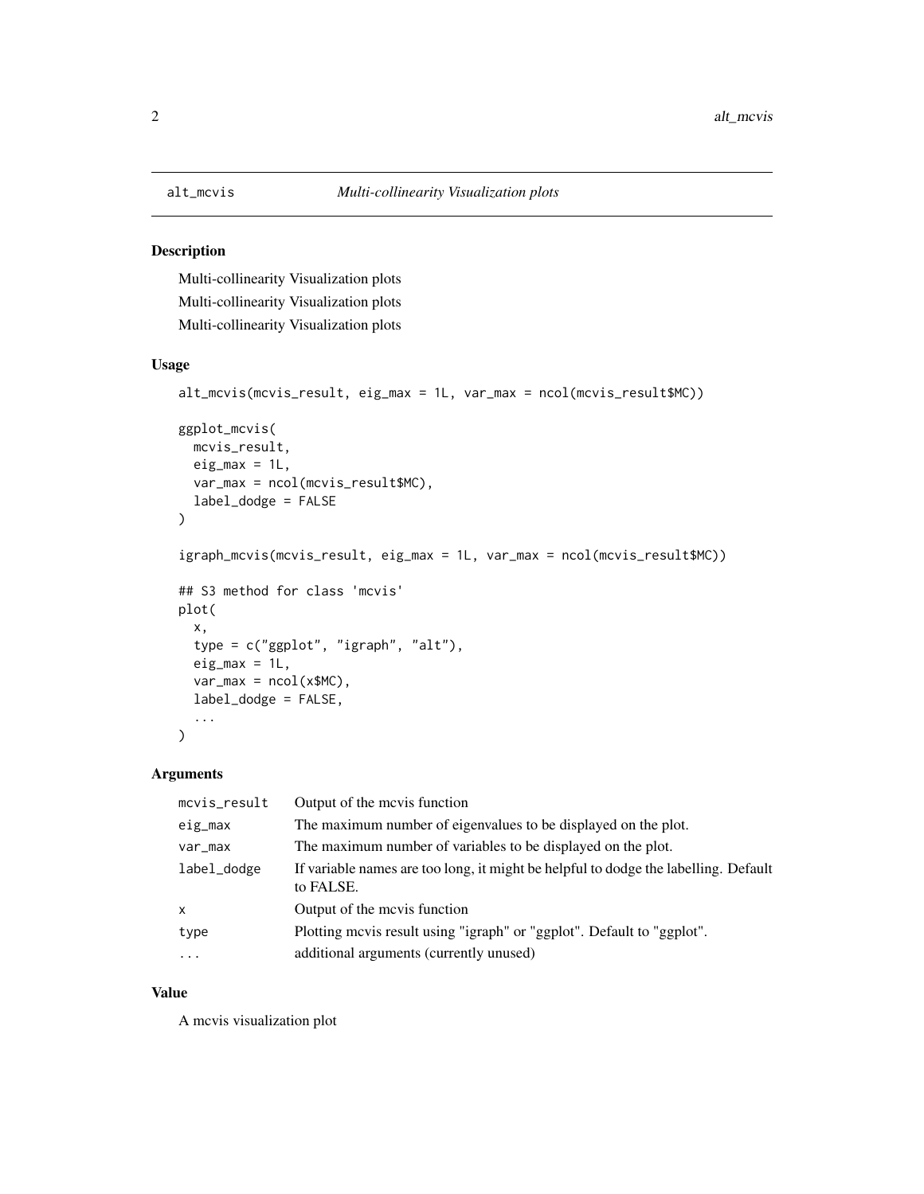`alt_mcvis` *Multi-collinearity Visualization plots*

## Description

Multi-collinearity Visualization plots

Multi-collinearity Visualization plots

Multi-collinearity Visualization plots

## Usage

```
alt_mcvis(mcvis_result, eig_max = 1L, var_max = ncol(mcvis_result$MC))

ggplot_mcvis(
  mcvis_result,
  eig_max = 1L,
  var_max = ncol(mcvis_result$MC),
  label_dodge = FALSE
)

igraph_mcvis(mcvis_result, eig_max = 1L, var_max = ncol(mcvis_result$MC))

## S3 method for class 'mcvis'
plot(
  x,
  type = c("ggplot", "igraph", "alt"),
  eig_max = 1L,
  var_max = ncol(x$MC),
  label_dodge = FALSE,
  ...
)
```

## Arguments

| | |
|---|---|
| `mcvis_result` | Output of the mcvis function |
| `eig_max` | The maximum number of eigenvalues to be displayed on the plot. |
| `var_max` | The maximum number of variables to be displayed on the plot. |
| `label_dodge` | If variable names are too long, it might be helpful to dodge the labelling. Default to FALSE. |
| `x` | Output of the mcvis function |
| `type` | Plotting mcvis result using "igraph" or "ggplot". Default to "ggplot". |
| `...` | additional arguments (currently unused) |

## Value

A mcvis visualization plot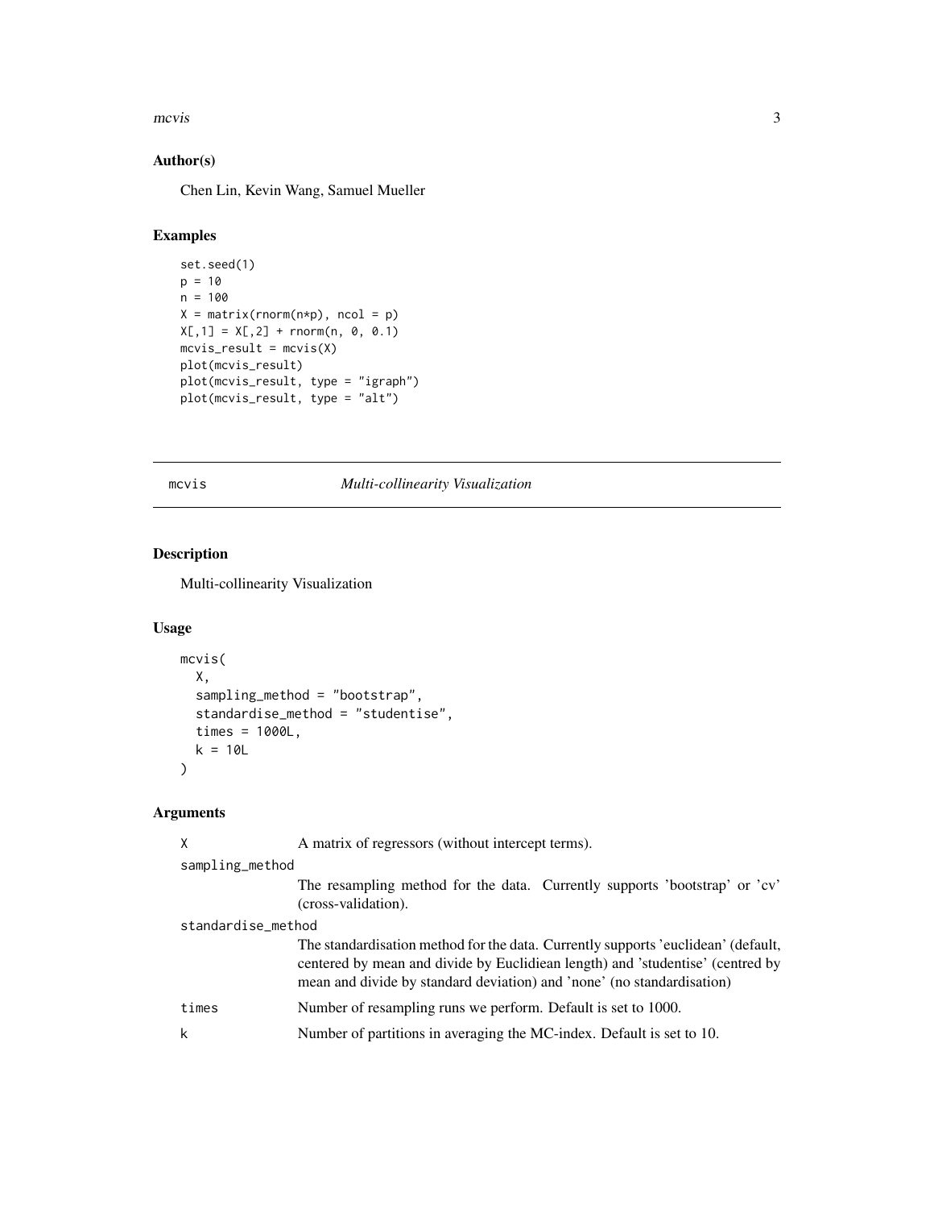### Author(s)

Chen Lin, Kevin Wang, Samuel Mueller

### Examples

```
set.seed(1)
p = 10
n = 100
X = matrix(rnorm(n*p), ncol = p)
X[,1] = X[,2] + rnorm(n, 0, 0.1)
mcvis_result = mcvis(X)
plot(mcvis_result)
plot(mcvis_result, type = "igraph")
plot(mcvis_result, type = "alt")
```

---

## mcvis *Multi-collinearity Visualization*

---

### Description

Multi-collinearity Visualization

### Usage

```
mcvis(
  X,
  sampling_method = "bootstrap",
  standardise_method = "studentise",
  times = 1000L,
  k = 10L
)
```

### Arguments

| | |
|---|---|
| `X` | A matrix of regressors (without intercept terms). |
| `sampling_method` | The resampling method for the data. Currently supports 'bootstrap' or 'cv' (cross-validation). |
| `standardise_method` | The standardisation method for the data. Currently supports 'euclidean' (default, centered by mean and divide by Euclidiean length) and 'studentise' (centred by mean and divide by standard deviation) and 'none' (no standardisation) |
| `times` | Number of resampling runs we perform. Default is set to 1000. |
| `k` | Number of partitions in averaging the MC-index. Default is set to 10. |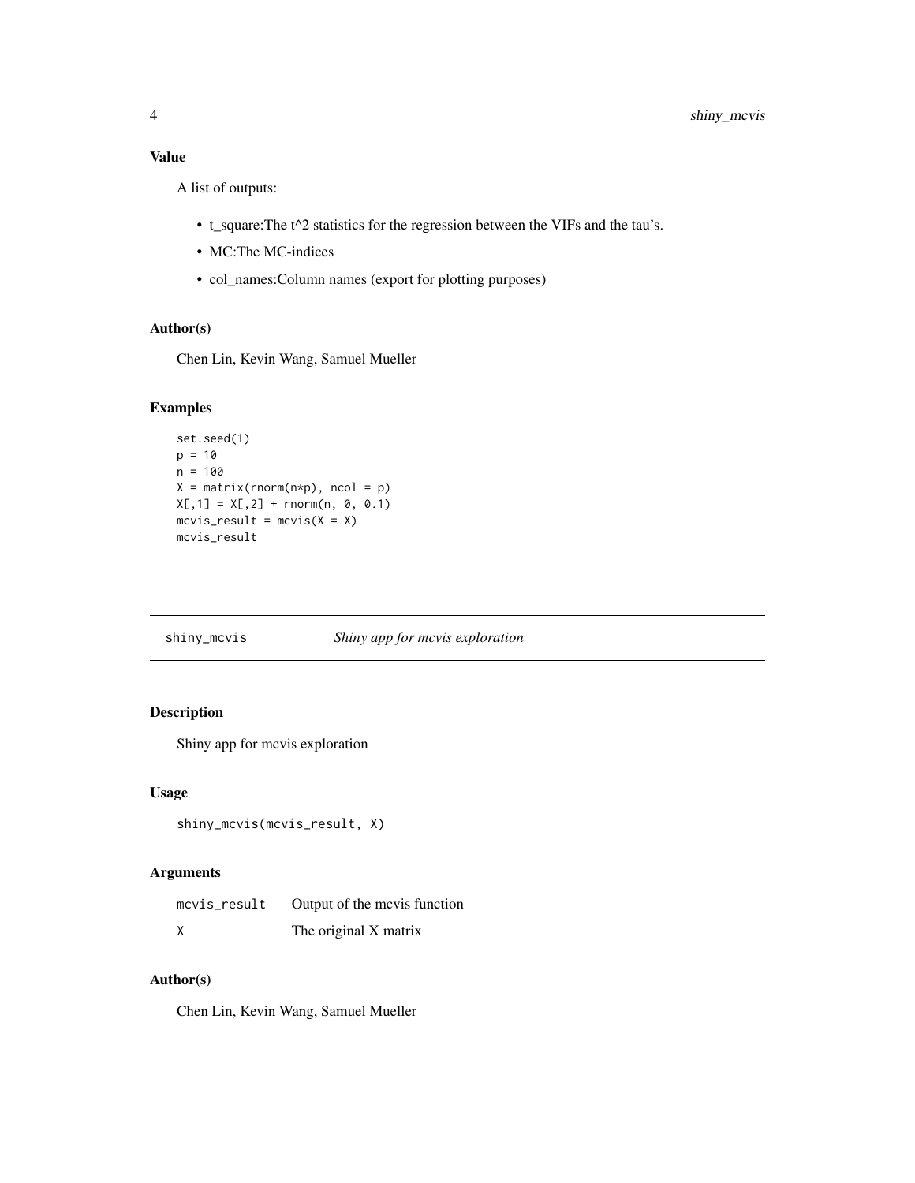### Value

A list of outputs:

- t_square:The t^2 statistics for the regression between the VIFs and the tau's.
- MC:The MC-indices
- col_names:Column names (export for plotting purposes)

### Author(s)

Chen Lin, Kevin Wang, Samuel Mueller

### Examples

```
set.seed(1)
p = 10
n = 100
X = matrix(rnorm(n*p), ncol = p)
X[,1] = X[,2] + rnorm(n, 0, 0.1)
mcvis_result = mcvis(X = X)
mcvis_result
```

---

## shiny_mcvis — *Shiny app for mcvis exploration*

---

### Description

Shiny app for mcvis exploration

### Usage

```
shiny_mcvis(mcvis_result, X)
```

### Arguments

| | |
|---|---|
| mcvis_result | Output of the mcvis function |
| X | The original X matrix |

### Author(s)

Chen Lin, Kevin Wang, Samuel Mueller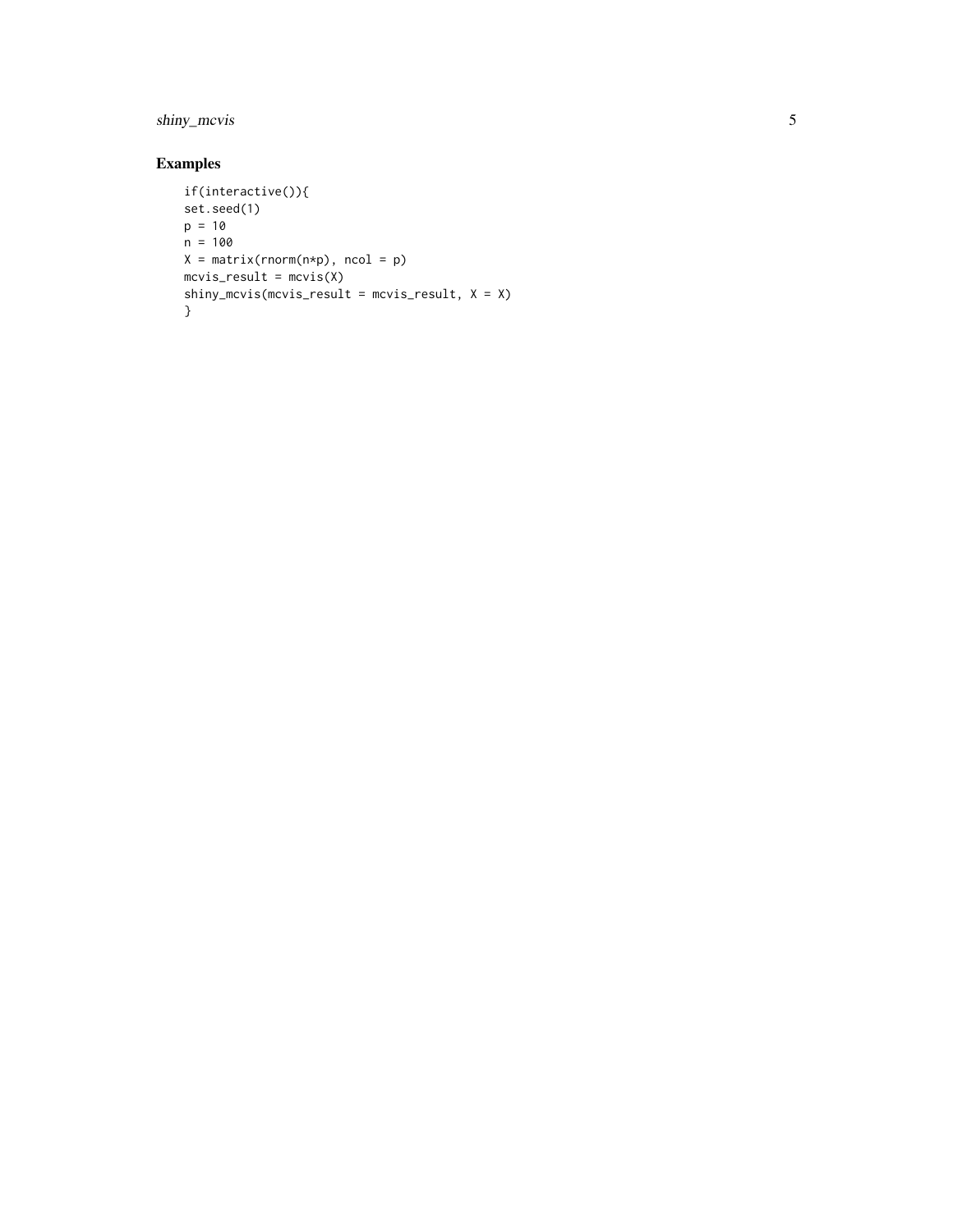## Examples

```
if(interactive()){
set.seed(1)
p = 10
n = 100
X = matrix(rnorm(n*p), ncol = p)
mcvis_result = mcvis(X)
shiny_mcvis(mcvis_result = mcvis_result, X = X)
}
```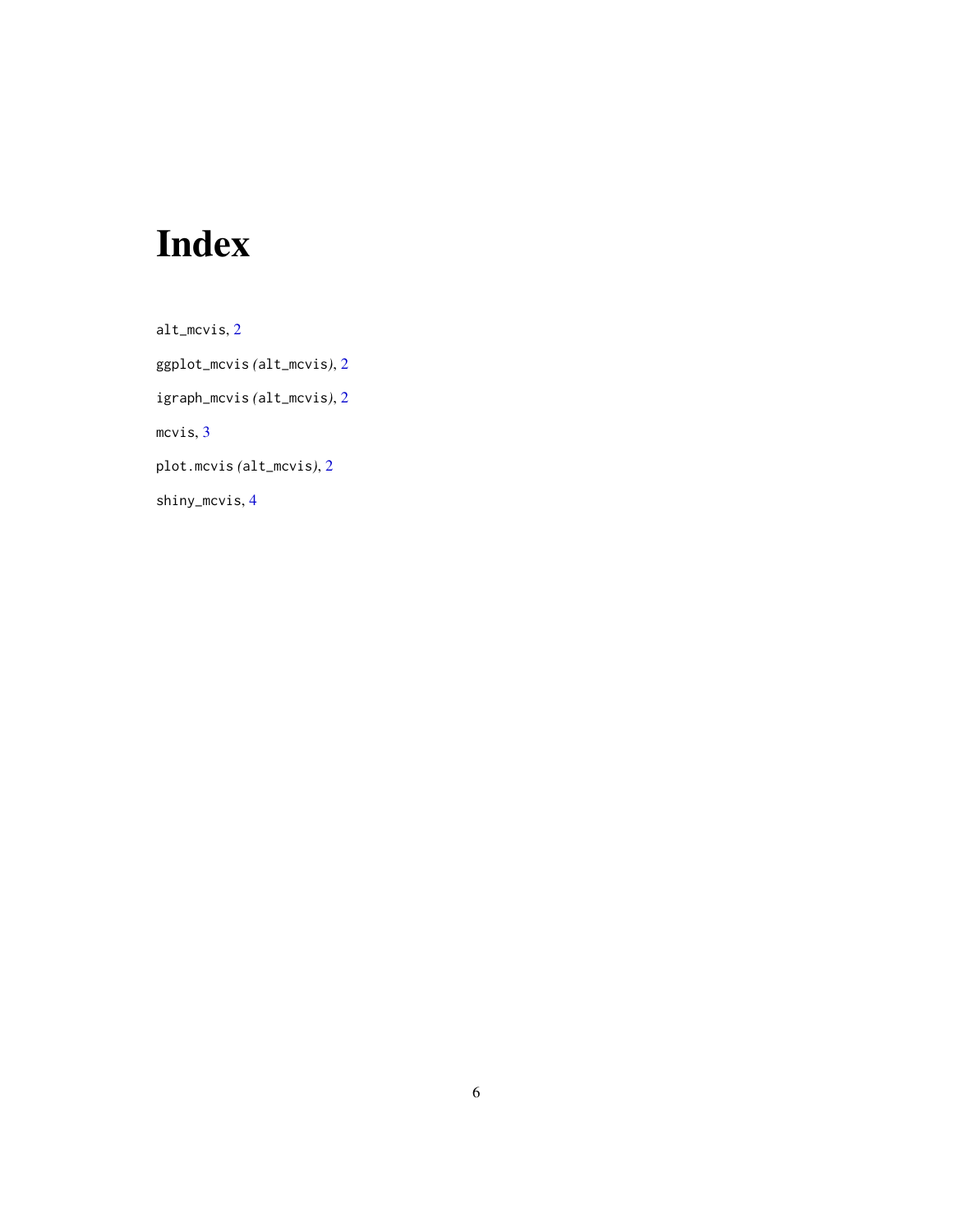# Index

alt_mcvis, 2

ggplot_mcvis (alt_mcvis), 2

igraph_mcvis (alt_mcvis), 2

mcvis, 3

plot.mcvis (alt_mcvis), 2

shiny_mcvis, 4